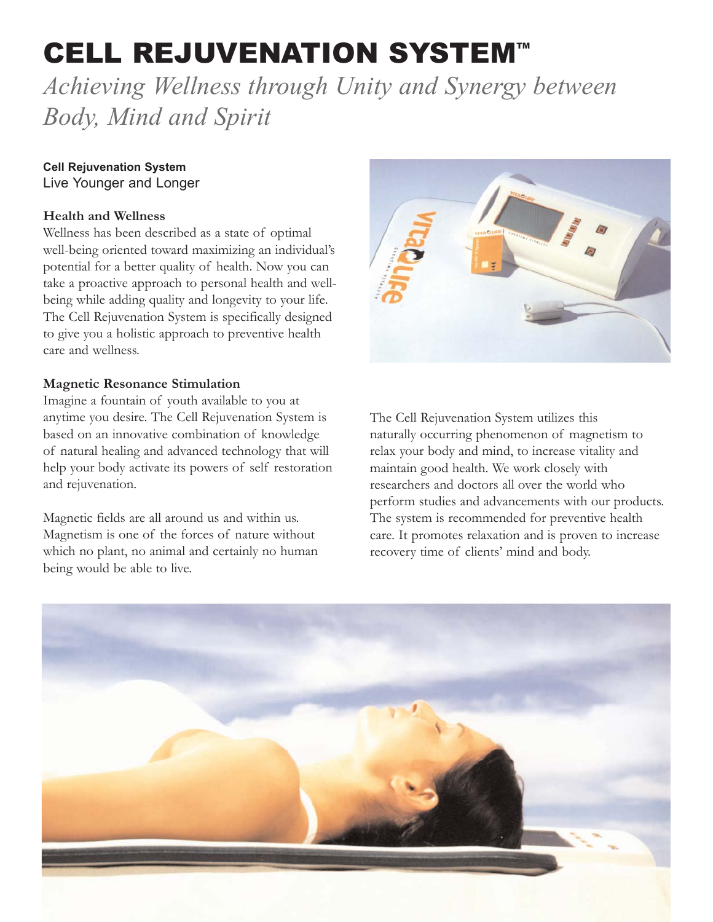# CELL REJUVENATION SYSTEM™

*Achieving Wellness through Unity and Synergy between Body, Mind and Spirit*

**Cell Rejuvenation System**
Live Younger and Longer

### Health and Wellness

Wellness has been described as a state of optimal well-being oriented toward maximizing an individual's potential for a better quality of health. Now you can take a proactive approach to personal health and well-being while adding quality and longevity to your life. The Cell Rejuvenation System is specifically designed to give you a holistic approach to preventive health care and wellness.

### Magnetic Resonance Stimulation

Imagine a fountain of youth available to you at anytime you desire. The Cell Rejuvenation System is based on an innovative combination of knowledge of natural healing and advanced technology that will help your body activate its powers of self restoration and rejuvenation.

Magnetic fields are all around us and within us. Magnetism is one of the forces of nature without which no plant, no animal and certainly no human being would be able to live.

The Cell Rejuvenation System utilizes this naturally occurring phenomenon of magnetism to relax your body and mind, to increase vitality and maintain good health. We work closely with researchers and doctors all over the world who perform studies and advancements with our products. The system is recommended for preventive health care. It promotes relaxation and is proven to increase recovery time of clients' mind and body.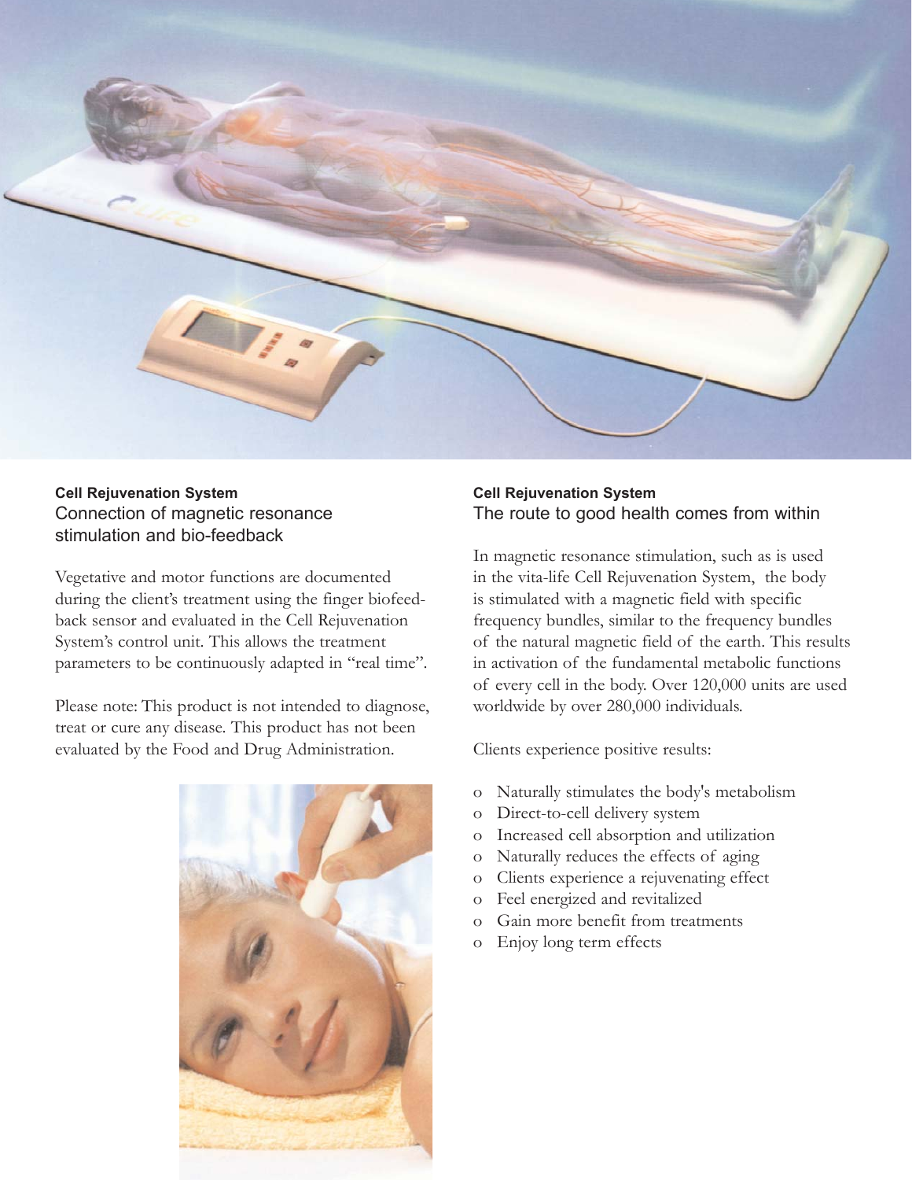### Cell Rejuvenation System
## Connection of magnetic resonance stimulation and bio-feedback

Vegetative and motor functions are documented during the client's treatment using the finger biofeedback sensor and evaluated in the Cell Rejuvenation System's control unit. This allows the treatment parameters to be continuously adapted in "real time".

Please note: This product is not intended to diagnose, treat or cure any disease. This product has not been evaluated by the Food and Drug Administration.

### Cell Rejuvenation System
## The route to good health comes from within

In magnetic resonance stimulation, such as is used in the vita-life Cell Rejuvenation System, the body is stimulated with a magnetic field with specific frequency bundles, similar to the frequency bundles of the natural magnetic field of the earth. This results in activation of the fundamental metabolic functions of every cell in the body. Over 120,000 units are used worldwide by over 280,000 individuals.

Clients experience positive results:

- Naturally stimulates the body's metabolism
- Direct-to-cell delivery system
- Increased cell absorption and utilization
- Naturally reduces the effects of aging
- Clients experience a rejuvenating effect
- Feel energized and revitalized
- Gain more benefit from treatments
- Enjoy long term effects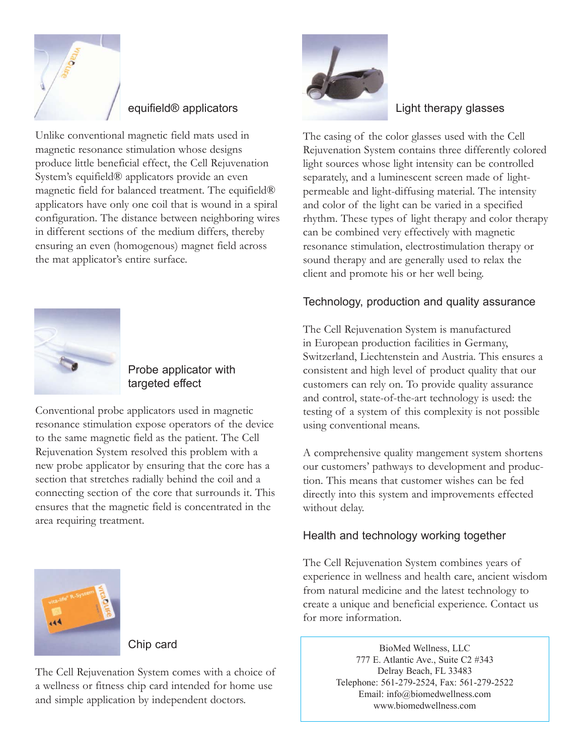## equifield® applicators

Unlike conventional magnetic field mats used in magnetic resonance stimulation whose designs produce little beneficial effect, the Cell Rejuvenation System's equifield® applicators provide an even magnetic field for balanced treatment. The equifield® applicators have only one coil that is wound in a spiral configuration. The distance between neighboring wires in different sections of the medium differs, thereby ensuring an even (homogenous) magnet field across the mat applicator's entire surface.

## Probe applicator with targeted effect

Conventional probe applicators used in magnetic resonance stimulation expose operators of the device to the same magnetic field as the patient. The Cell Rejuvenation System resolved this problem with a new probe applicator by ensuring that the core has a section that stretches radially behind the coil and a connecting section of the core that surrounds it. This ensures that the magnetic field is concentrated in the area requiring treatment.

## Chip card

The Cell Rejuvenation System comes with a choice of a wellness or fitness chip card intended for home use and simple application by independent doctors.

## Light therapy glasses

The casing of the color glasses used with the Cell Rejuvenation System contains three differently colored light sources whose light intensity can be controlled separately, and a luminescent screen made of light-permeable and light-diffusing material. The intensity and color of the light can be varied in a specified rhythm. These types of light therapy and color therapy can be combined very effectively with magnetic resonance stimulation, electrostimulation therapy or sound therapy and are generally used to relax the client and promote his or her well being.

## Technology, production and quality assurance

The Cell Rejuvenation System is manufactured in European production facilities in Germany, Switzerland, Liechtenstein and Austria. This ensures a consistent and high level of product quality that our customers can rely on. To provide quality assurance and control, state-of-the-art technology is used: the testing of a system of this complexity is not possible using conventional means.

A comprehensive quality mangement system shortens our customers' pathways to development and production. This means that customer wishes can be fed directly into this system and improvements effected without delay.

## Health and technology working together

The Cell Rejuvenation System combines years of experience in wellness and health care, ancient wisdom from natural medicine and the latest technology to create a unique and beneficial experience. Contact us for more information.

BioMed Wellness, LLC
777 E. Atlantic Ave., Suite C2 #343
Delray Beach, FL 33483
Telephone: 561-279-2524, Fax: 561-279-2522
Email: info@biomedwellness.com
www.biomedwellness.com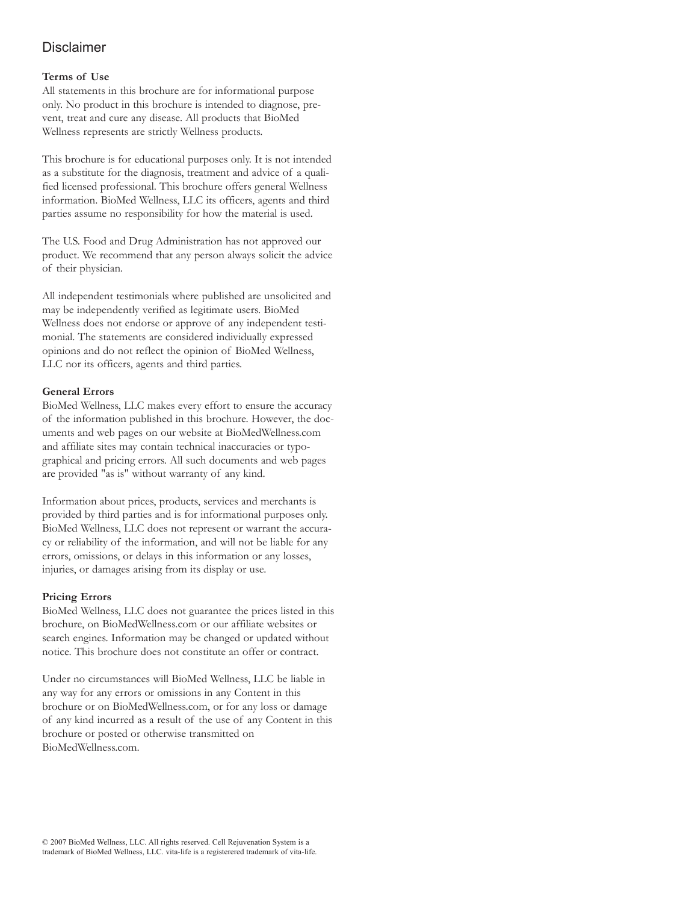# Disclaimer

**Terms of Use**

All statements in this brochure are for informational purpose only. No product in this brochure is intended to diagnose, prevent, treat and cure any disease. All products that BioMed Wellness represents are strictly Wellness products.

This brochure is for educational purposes only. It is not intended as a substitute for the diagnosis, treatment and advice of a qualified licensed professional. This brochure offers general Wellness information. BioMed Wellness, LLC its officers, agents and third parties assume no responsibility for how the material is used.

The U.S. Food and Drug Administration has not approved our product. We recommend that any person always solicit the advice of their physician.

All independent testimonials where published are unsolicited and may be independently verified as legitimate users. BioMed Wellness does not endorse or approve of any independent testimonial. The statements are considered individually expressed opinions and do not reflect the opinion of BioMed Wellness, LLC nor its officers, agents and third parties.

**General Errors**

BioMed Wellness, LLC makes every effort to ensure the accuracy of the information published in this brochure. However, the documents and web pages on our website at BioMedWellness.com and affiliate sites may contain technical inaccuracies or typographical and pricing errors. All such documents and web pages are provided "as is" without warranty of any kind.

Information about prices, products, services and merchants is provided by third parties and is for informational purposes only. BioMed Wellness, LLC does not represent or warrant the accuracy or reliability of the information, and will not be liable for any errors, omissions, or delays in this information or any losses, injuries, or damages arising from its display or use.

**Pricing Errors**

BioMed Wellness, LLC does not guarantee the prices listed in this brochure, on BioMedWellness.com or our affiliate websites or search engines. Information may be changed or updated without notice. This brochure does not constitute an offer or contract.

Under no circumstances will BioMed Wellness, LLC be liable in any way for any errors or omissions in any Content in this brochure or on BioMedWellness.com, or for any loss or damage of any kind incurred as a result of the use of any Content in this brochure or posted or otherwise transmitted on BioMedWellness.com.

© 2007 BioMed Wellness, LLC. All rights reserved. Cell Rejuvenation System is a trademark of BioMed Wellness, LLC. vita-life is a registerered trademark of vita-life.